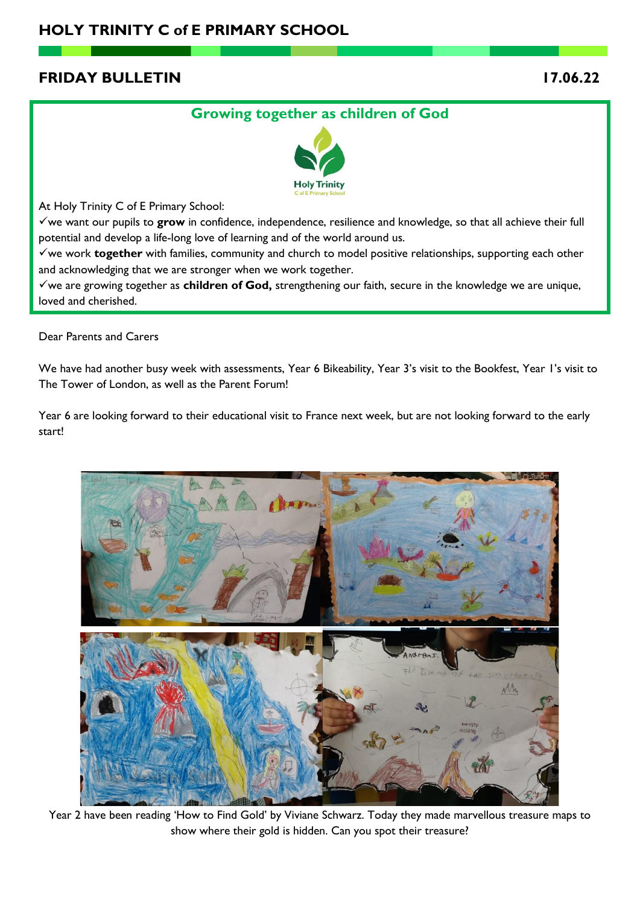# HOLY TRINITY C of E PRIMARY SCHOOL

## FRIDAY BULLETIN

17.06.22

### Growing together as children of God

At Holy Trinity C of E Primary School:

✓we want our pupils to **grow** in confidence, independence, resilience and knowledge, so that all achieve their full potential and develop a life-long love of learning and of the world around us.

✓we work **together** with families, community and church to model positive relationships, supporting each other and acknowledging that we are stronger when we work together.

✓we are growing together as **children of God,** strengthening our faith, secure in the knowledge we are unique, loved and cherished.

Dear Parents and Carers

We have had another busy week with assessments, Year 6 Bikeability, Year 3's visit to the Bookfest, Year 1's visit to The Tower of London, as well as the Parent Forum!

Year 6 are looking forward to their educational visit to France next week, but are not looking forward to the early start!

Year 2 have been reading 'How to Find Gold' by Viviane Schwarz. Today they made marvellous treasure maps to show where their gold is hidden. Can you spot their treasure?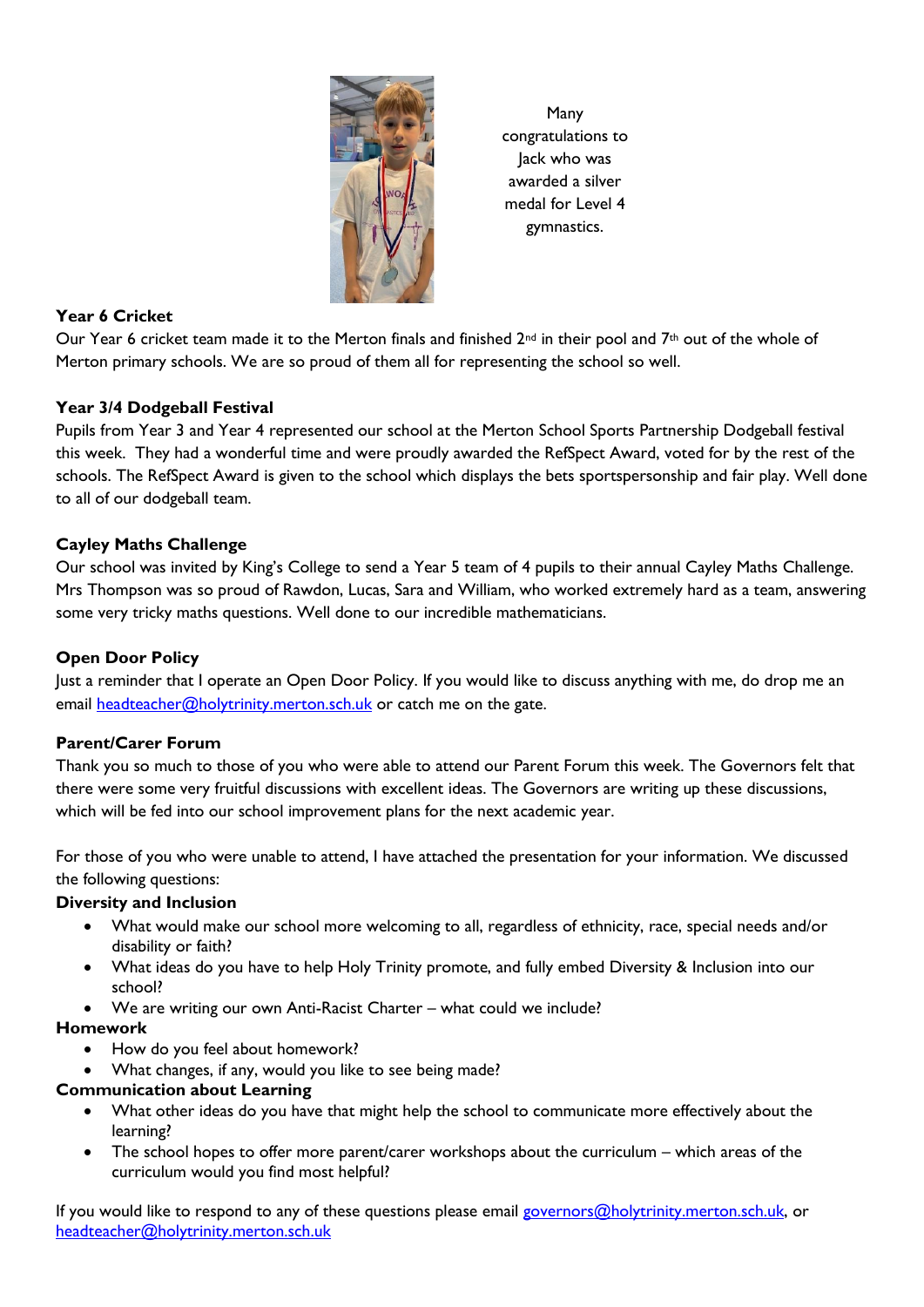Many congratulations to Jack who was awarded a silver medal for Level 4 gymnastics.

**Year 6 Cricket**

Our Year 6 cricket team made it to the Merton finals and finished 2nd in their pool and 7th out of the whole of Merton primary schools. We are so proud of them all for representing the school so well.

**Year 3/4 Dodgeball Festival**

Pupils from Year 3 and Year 4 represented our school at the Merton School Sports Partnership Dodgeball festival this week. They had a wonderful time and were proudly awarded the RefSpect Award, voted for by the rest of the schools. The RefSpect Award is given to the school which displays the bets sportspersonship and fair play. Well done to all of our dodgeball team.

**Cayley Maths Challenge**

Our school was invited by King's College to send a Year 5 team of 4 pupils to their annual Cayley Maths Challenge. Mrs Thompson was so proud of Rawdon, Lucas, Sara and William, who worked extremely hard as a team, answering some very tricky maths questions. Well done to our incredible mathematicians.

**Open Door Policy**

Just a reminder that I operate an Open Door Policy. If you would like to discuss anything with me, do drop me an email headteacher@holytrinity.merton.sch.uk or catch me on the gate.

**Parent/Carer Forum**

Thank you so much to those of you who were able to attend our Parent Forum this week. The Governors felt that there were some very fruitful discussions with excellent ideas. The Governors are writing up these discussions, which will be fed into our school improvement plans for the next academic year.

For those of you who were unable to attend, I have attached the presentation for your information. We discussed the following questions:

**Diversity and Inclusion**

- What would make our school more welcoming to all, regardless of ethnicity, race, special needs and/or disability or faith?
- What ideas do you have to help Holy Trinity promote, and fully embed Diversity & Inclusion into our school?
- We are writing our own Anti-Racist Charter – what could we include?

**Homework**

- How do you feel about homework?
- What changes, if any, would you like to see being made?

**Communication about Learning**

- What other ideas do you have that might help the school to communicate more effectively about the learning?
- The school hopes to offer more parent/carer workshops about the curriculum – which areas of the curriculum would you find most helpful?

If you would like to respond to any of these questions please email governors@holytrinity.merton.sch.uk, or headteacher@holytrinity.merton.sch.uk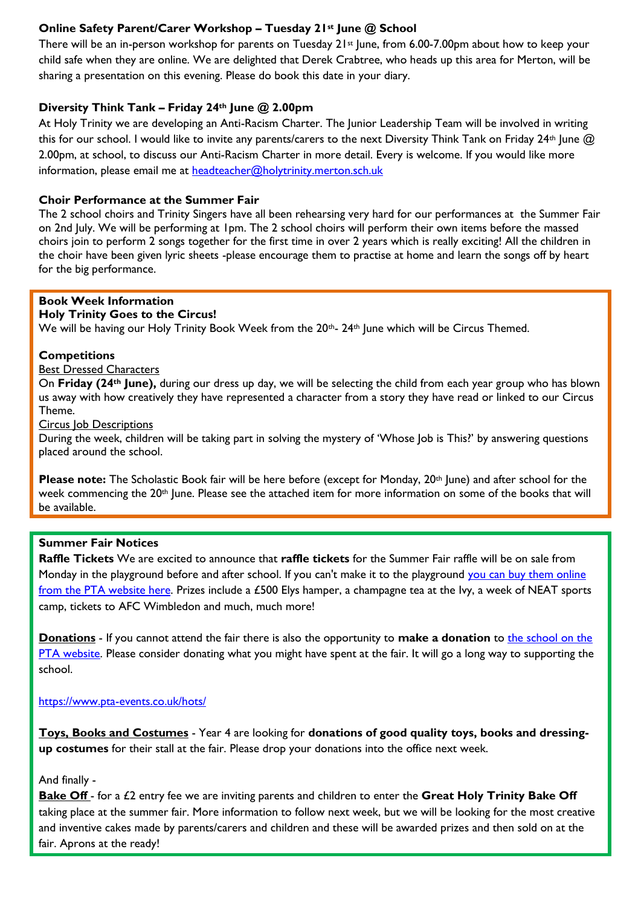**Online Safety Parent/Carer Workshop – Tuesday 21st June @ School**

There will be an in-person workshop for parents on Tuesday 21st June, from 6.00-7.00pm about how to keep your child safe when they are online. We are delighted that Derek Crabtree, who heads up this area for Merton, will be sharing a presentation on this evening. Please do book this date in your diary.

**Diversity Think Tank – Friday 24th June @ 2.00pm**

At Holy Trinity we are developing an Anti-Racism Charter. The Junior Leadership Team will be involved in writing this for our school. I would like to invite any parents/carers to the next Diversity Think Tank on Friday 24th June @ 2.00pm, at school, to discuss our Anti-Racism Charter in more detail. Every is welcome. If you would like more information, please email me at headteacher@holytrinity.merton.sch.uk

**Choir Performance at the Summer Fair**

The 2 school choirs and Trinity Singers have all been rehearsing very hard for our performances at the Summer Fair on 2nd July. We will be performing at 1pm. The 2 school choirs will perform their own items before the massed choirs join to perform 2 songs together for the first time in over 2 years which is really exciting! All the children in the choir have been given lyric sheets -please encourage them to practise at home and learn the songs off by heart for the big performance.

**Book Week Information**

**Holy Trinity Goes to the Circus!**

We will be having our Holy Trinity Book Week from the 20th- 24th June which will be Circus Themed.

**Competitions**

Best Dressed Characters

On **Friday (24th June),** during our dress up day, we will be selecting the child from each year group who has blown us away with how creatively they have represented a character from a story they have read or linked to our Circus Theme.

Circus Job Descriptions

During the week, children will be taking part in solving the mystery of 'Whose Job is This?' by answering questions placed around the school.

**Please note:** The Scholastic Book fair will be here before (except for Monday, 20th June) and after school for the week commencing the 20th June. Please see the attached item for more information on some of the books that will be available.

**Summer Fair Notices**

**Raffle Tickets** We are excited to announce that **raffle tickets** for the Summer Fair raffle will be on sale from Monday in the playground before and after school. If you can't make it to the playground you can buy them online from the PTA website here. Prizes include a £500 Elys hamper, a champagne tea at the Ivy, a week of NEAT sports camp, tickets to AFC Wimbledon and much, much more!

**Donations** - If you cannot attend the fair there is also the opportunity to **make a donation** to the school on the PTA website. Please consider donating what you might have spent at the fair. It will go a long way to supporting the school.

https://www.pta-events.co.uk/hots/

**Toys, Books and Costumes** - Year 4 are looking for **donations of good quality toys, books and dressing-up costumes** for their stall at the fair. Please drop your donations into the office next week.

And finally -

**Bake Off** - for a £2 entry fee we are inviting parents and children to enter the **Great Holy Trinity Bake Off** taking place at the summer fair. More information to follow next week, but we will be looking for the most creative and inventive cakes made by parents/carers and children and these will be awarded prizes and then sold on at the fair. Aprons at the ready!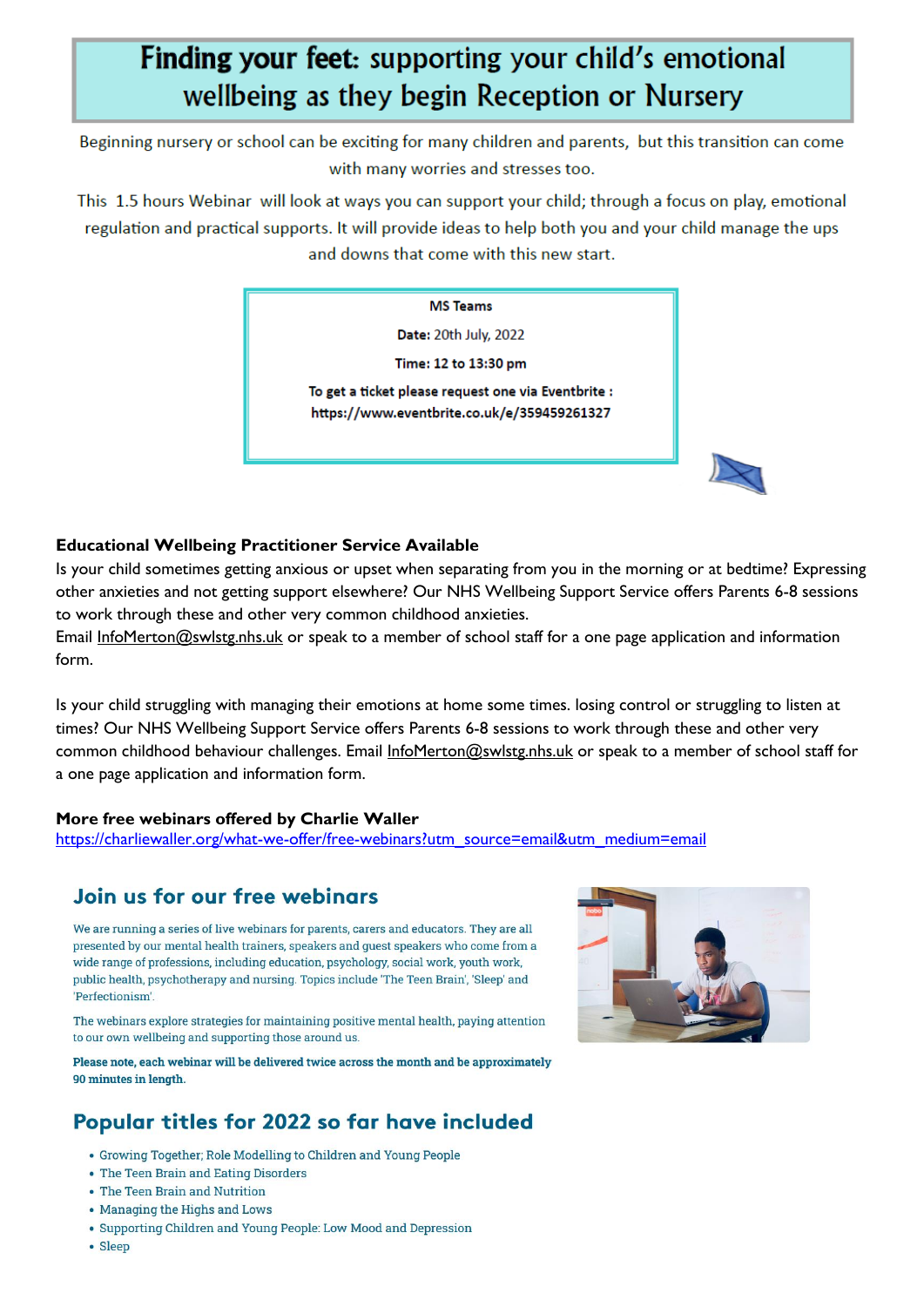# Finding your feet: supporting your child's emotional wellbeing as they begin Reception or Nursery

Beginning nursery or school can be exciting for many children and parents, but this transition can come with many worries and stresses too.

This 1.5 hours Webinar will look at ways you can support your child; through a focus on play, emotional regulation and practical supports. It will provide ideas to help both you and your child manage the ups and downs that come with this new start.

**MS Teams**

**Date:** 20th July, 2022

**Time: 12 to 13:30 pm**

**To get a ticket please request one via Eventbrite :**
**https://www.eventbrite.co.uk/e/359459261327**

**Educational Wellbeing Practitioner Service Available**

Is your child sometimes getting anxious or upset when separating from you in the morning or at bedtime? Expressing other anxieties and not getting support elsewhere? Our NHS Wellbeing Support Service offers Parents 6-8 sessions to work through these and other very common childhood anxieties.
Email InfoMerton@swlstg.nhs.uk or speak to a member of school staff for a one page application and information form.

Is your child struggling with managing their emotions at home some times. losing control or struggling to listen at times? Our NHS Wellbeing Support Service offers Parents 6-8 sessions to work through these and other very common childhood behaviour challenges. Email InfoMerton@swlstg.nhs.uk or speak to a member of school staff for a one page application and information form.

**More free webinars offered by Charlie Waller**
https://charliewaller.org/what-we-offer/free-webinars?utm_source=email&utm_medium=email

## Join us for our free webinars

We are running a series of live webinars for parents, carers and educators. They are all presented by our mental health trainers, speakers and guest speakers who come from a wide range of professions, including education, psychology, social work, youth work, public health, psychotherapy and nursing. Topics include 'The Teen Brain', 'Sleep' and 'Perfectionism'.

The webinars explore strategies for maintaining positive mental health, paying attention to our own wellbeing and supporting those around us.

**Please note, each webinar will be delivered twice across the month and be approximately 90 minutes in length.**

## Popular titles for 2022 so far have included

- Growing Together; Role Modelling to Children and Young People
- The Teen Brain and Eating Disorders
- The Teen Brain and Nutrition
- Managing the Highs and Lows
- Supporting Children and Young People: Low Mood and Depression
- Sleep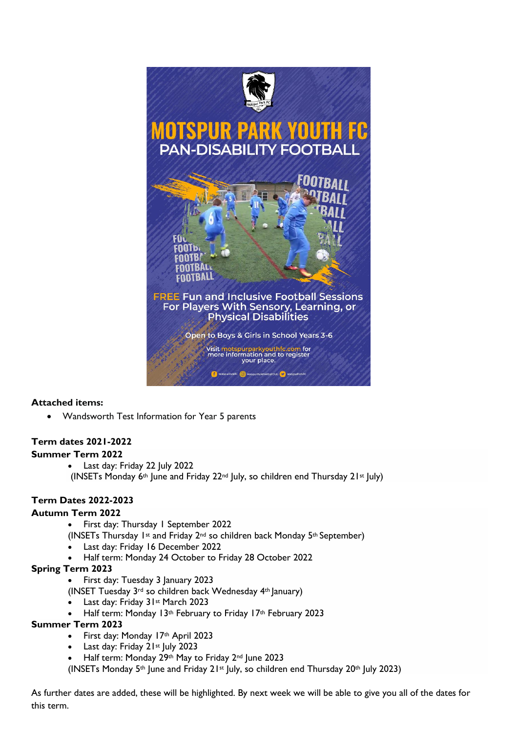MOTSPUR PARK YOUTH FC

PAN-DISABILITY FOOTBALL

FREE Fun and Inclusive Football Sessions For Players With Sensory, Learning, or Physical Disabilities

Open to Boys & Girls in School Years 3-6

Visit motspurparkyouthfc.com for more information and to register your place.

**Attached items:**

- Wandsworth Test Information for Year 5 parents

**Term dates 2021-2022**

**Summer Term 2022**

- Last day: Friday 22 July 2022

(INSETs Monday 6th June and Friday 22nd July, so children end Thursday 21st July)

**Term Dates 2022-2023**

**Autumn Term 2022**

- First day: Thursday 1 September 2022

(INSETs Thursday 1st and Friday 2nd so children back Monday 5th September)

- Last day: Friday 16 December 2022
- Half term: Monday 24 October to Friday 28 October 2022

**Spring Term 2023**

- First day: Tuesday 3 January 2023

(INSET Tuesday 3rd so children back Wednesday 4th January)

- Last day: Friday 31st March 2023
- Half term: Monday 13th February to Friday 17th February 2023

**Summer Term 2023**

- First day: Monday 17th April 2023
- Last day: Friday 21st July 2023
- Half term: Monday 29th May to Friday 2nd June 2023

(INSETs Monday 5th June and Friday 21st July, so children end Thursday 20th July 2023)

As further dates are added, these will be highlighted. By next week we will be able to give you all of the dates for this term.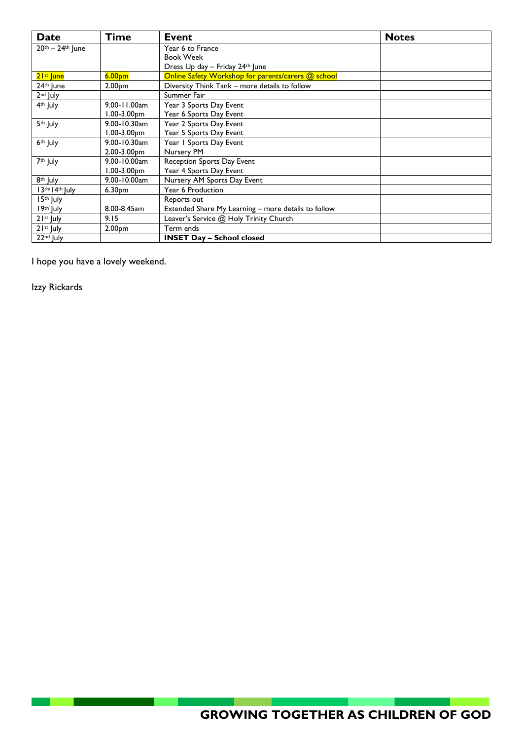| Date | Time | Event | Notes |
|---|---|---|---|
| 20th – 24th June | | Year 6 to France<br>Book Week<br>Dress Up day – Friday 24th June | |
| 21st June | 6.00pm | Online Safety Workshop for parents/carers @ school | |
| 24th June | 2.00pm | Diversity Think Tank – more details to follow | |
| 2nd July | | Summer Fair | |
| 4th July | 9.00-11.00am<br>1.00-3.00pm | Year 3 Sports Day Event<br>Year 6 Sports Day Event | |
| 5th July | 9.00-10.30am<br>1.00-3.00pm | Year 2 Sports Day Event<br>Year 5 Sports Day Event | |
| 6th July | 9.00-10.30am<br>2.00-3.00pm | Year 1 Sports Day Event<br>Nursery PM | |
| 7th July | 9.00-10.00am<br>1.00-3.00pm | Reception Sports Day Event<br>Year 4 Sports Day Event | |
| 8th July | 9.00-10.00am | Nursery AM Sports Day Event | |
| 13th/14th July | 6.30pm | Year 6 Production | |
| 15th July | | Reports out | |
| 19th July | 8.00-8.45am | Extended Share My Learning – more details to follow | |
| 21st July | 9.15 | Leaver's Service @ Holy Trinity Church | |
| 21st July | 2.00pm | Term ends | |
| 22nd July | | **INSET Day – School closed** | |

I hope you have a lovely weekend.

Izzy Rickards

**GROWING TOGETHER AS CHILDREN OF GOD**